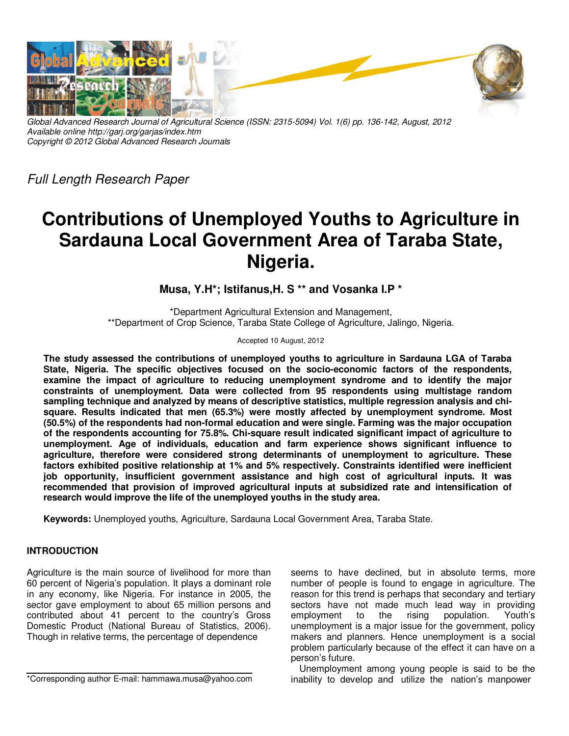Global Advanced Research Journal of Agricultural Science (ISSN: 2315-5094) Vol. 1(6) pp. 136-142, August, 2012
Available online http://garj.org/garjas/index.htm
Copyright © 2012 Global Advanced Research Journals

*Full Length Research Paper*

# Contributions of Unemployed Youths to Agriculture in Sardauna Local Government Area of Taraba State, Nigeria.

**Musa, Y.H*; Istifanus,H. S ** and Vosanka I.P ***

*Department Agricultural Extension and Management,
**Department of Crop Science, Taraba State College of Agriculture, Jalingo, Nigeria.

Accepted 10 August, 2012

**The study assessed the contributions of unemployed youths to agriculture in Sardauna LGA of Taraba State, Nigeria. The specific objectives focused on the socio-economic factors of the respondents, examine the impact of agriculture to reducing unemployment syndrome and to identify the major constraints of unemployment. Data were collected from 95 respondents using multistage random sampling technique and analyzed by means of descriptive statistics, multiple regression analysis and chi-square. Results indicated that men (65.3%) were mostly affected by unemployment syndrome. Most (50.5%) of the respondents had non-formal education and were single. Farming was the major occupation of the respondents accounting for 75.8%. Chi-square result indicated significant impact of agriculture to unemployment. Age of individuals, education and farm experience shows significant influence to agriculture, therefore were considered strong determinants of unemployment to agriculture. These factors exhibited positive relationship at 1% and 5% respectively. Constraints identified were inefficient job opportunity, insufficient government assistance and high cost of agricultural inputs. It was recommended that provision of improved agricultural inputs at subsidized rate and intensification of research would improve the life of the unemployed youths in the study area.**

**Keywords:** Unemployed youths, Agriculture, Sardauna Local Government Area, Taraba State.

## INTRODUCTION

Agriculture is the main source of livelihood for more than 60 percent of Nigeria's population. It plays a dominant role in any economy, like Nigeria. For instance in 2005, the sector gave employment to about 65 million persons and contributed about 41 percent to the country's Gross Domestic Product (National Bureau of Statistics, 2006). Though in relative terms, the percentage of dependence seems to have declined, but in absolute terms, more number of people is found to engage in agriculture. The reason for this trend is perhaps that secondary and tertiary sectors have not made much lead way in providing employment to the rising population. Youth's unemployment is a major issue for the government, policy makers and planners. Hence unemployment is a social problem particularly because of the effect it can have on a person's future.

Unemployment among young people is said to be the inability to develop and utilize the nation's manpower

*Corresponding author E-mail: hammawa.musa@yahoo.com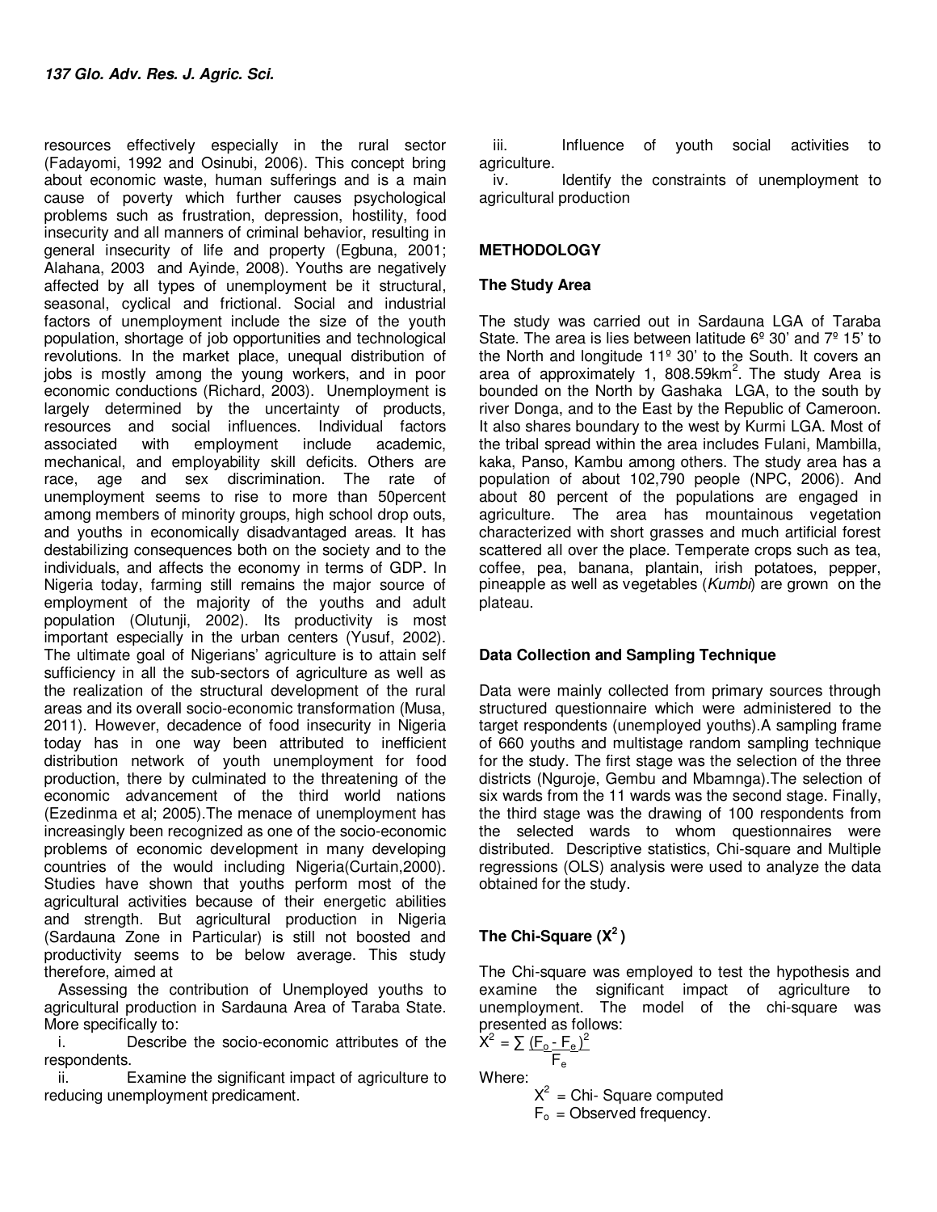resources effectively especially in the rural sector (Fadayomi, 1992 and Osinubi, 2006). This concept bring about economic waste, human sufferings and is a main cause of poverty which further causes psychological problems such as frustration, depression, hostility, food insecurity and all manners of criminal behavior, resulting in general insecurity of life and property (Egbuna, 2001; Alahana, 2003 and Ayinde, 2008). Youths are negatively affected by all types of unemployment be it structural, seasonal, cyclical and frictional. Social and industrial factors of unemployment include the size of the youth population, shortage of job opportunities and technological revolutions. In the market place, unequal distribution of jobs is mostly among the young workers, and in poor economic conductions (Richard, 2003). Unemployment is largely determined by the uncertainty of products, resources and social influences. Individual factors associated with employment include academic, mechanical, and employability skill deficits. Others are race, age and sex discrimination. The rate of unemployment seems to rise to more than 50percent among members of minority groups, high school drop outs, and youths in economically disadvantaged areas. It has destabilizing consequences both on the society and to the individuals, and affects the economy in terms of GDP. In Nigeria today, farming still remains the major source of employment of the majority of the youths and adult population (Olutunji, 2002). Its productivity is most important especially in the urban centers (Yusuf, 2002). The ultimate goal of Nigerians' agriculture is to attain self sufficiency in all the sub-sectors of agriculture as well as the realization of the structural development of the rural areas and its overall socio-economic transformation (Musa, 2011). However, decadence of food insecurity in Nigeria today has in one way been attributed to inefficient distribution network of youth unemployment for food production, there by culminated to the threatening of the economic advancement of the third world nations (Ezedinma et al; 2005).The menace of unemployment has increasingly been recognized as one of the socio-economic problems of economic development in many developing countries of the would including Nigeria(Curtain,2000). Studies have shown that youths perform most of the agricultural activities because of their energetic abilities and strength. But agricultural production in Nigeria (Sardauna Zone in Particular) is still not boosted and productivity seems to be below average. This study therefore, aimed at

Assessing the contribution of Unemployed youths to agricultural production in Sardauna Area of Taraba State. More specifically to:

i. Describe the socio-economic attributes of the respondents.

ii. Examine the significant impact of agriculture to reducing unemployment predicament.

iii. Influence of youth social activities to agriculture.

iv. Identify the constraints of unemployment to agricultural production

## METHODOLOGY

### The Study Area

The study was carried out in Sardauna LGA of Taraba State. The area is lies between latitude 6º 30' and 7º 15' to the North and longitude 11º 30' to the South. It covers an area of approximately 1, 808.59km$^2$. The study Area is bounded on the North by Gashaka LGA, to the south by river Donga, and to the East by the Republic of Cameroon. It also shares boundary to the west by Kurmi LGA. Most of the tribal spread within the area includes Fulani, Mambilla, kaka, Panso, Kambu among others. The study area has a population of about 102,790 people (NPC, 2006). And about 80 percent of the populations are engaged in agriculture. The area has mountainous vegetation characterized with short grasses and much artificial forest scattered all over the place. Temperate crops such as tea, coffee, pea, banana, plantain, irish potatoes, pepper, pineapple as well as vegetables (*Kumbi*) are grown on the plateau.

### Data Collection and Sampling Technique

Data were mainly collected from primary sources through structured questionnaire which were administered to the target respondents (unemployed youths).A sampling frame of 660 youths and multistage random sampling technique for the study. The first stage was the selection of the three districts (Nguroje, Gembu and Mbamnga).The selection of six wards from the 11 wards was the second stage. Finally, the third stage was the drawing of 100 respondents from the selected wards to whom questionnaires were distributed. Descriptive statistics, Chi-square and Multiple regressions (OLS) analysis were used to analyze the data obtained for the study.

### The Chi-Square ($X^2$)

The Chi-square was employed to test the hypothesis and examine the significant impact of agriculture to unemployment. The model of the chi-square was presented as follows:

$$X^2 = \sum \frac{(F_o - F_e)^2}{F_e}$$

Where:

$X^2$ = Chi- Square computed

$F_o$ = Observed frequency.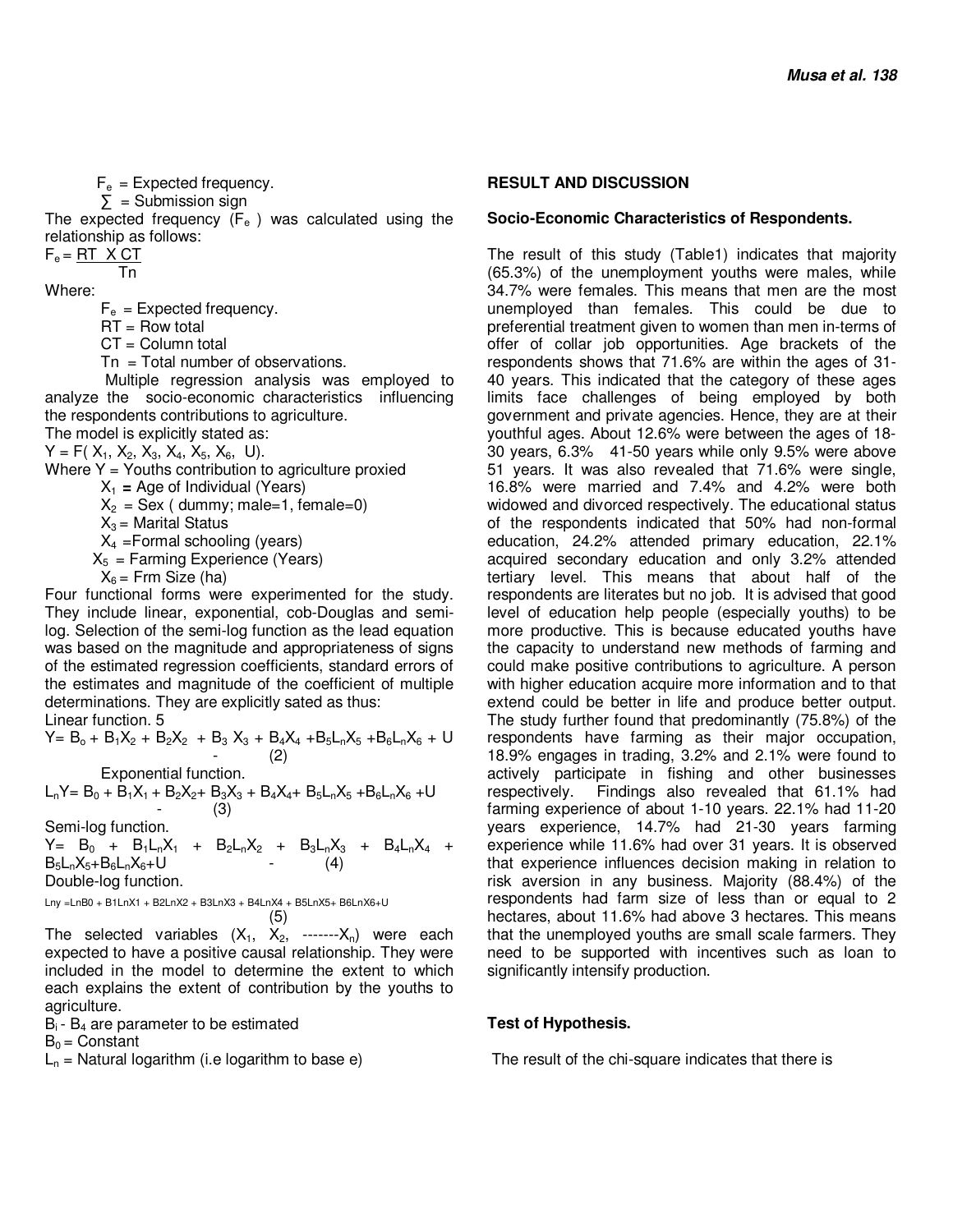$F_e$ = Expected frequency.

$\sum$ = Submission sign

The expected frequency ($F_e$) was calculated using the relationship as follows:

$$F_e = \frac{RT \times CT}{Tn}$$

Where:

$F_e$ = Expected frequency.

RT = Row total

CT = Column total

Tn = Total number of observations.

Multiple regression analysis was employed to analyze the socio-economic characteristics influencing the respondents contributions to agriculture.

The model is explicitly stated as:

$Y = F(X_1, X_2, X_3, X_4, X_5, X_6, U)$.

Where Y = Youths contribution to agriculture proxied

$X_1$ = Age of Individual (Years)

$X_2$ = Sex ( dummy; male=1, female=0)

$X_3$ = Marital Status

$X_4$ =Formal schooling (years)

$X_5$ = Farming Experience (Years)

$X_6$ = Frm Size (ha)

Four functional forms were experimented for the study. They include linear, exponential, cob-Douglas and semi-log. Selection of the semi-log function as the lead equation was based on the magnitude and appropriateness of signs of the estimated regression coefficients, standard errors of the estimates and magnitude of the coefficient of multiple determinations. They are explicitly sated as thus:

Linear function. 5

$$Y = B_o + B_1X_2 + B_2X_2 + B_3X_3 + B_4X_4 + B_5L_nX_5 + B_6L_nX_6 + U \quad - \quad (2)$$

Exponential function.

$$L_nY = B_0 + B_1X_1 + B_2X_2 + B_3X_3 + B_4X_4 + B_5L_nX_5 + B_6L_nX_6 + U \quad - \quad (3)$$

Semi-log function.

$$Y = B_0 + B_1L_nX_1 + B_2L_nX_2 + B_3L_nX_3 + B_4L_nX_4 + B_5L_nX_5 + B_6L_nX_6 + U \quad - \quad (4)$$

Double-log function.

$$LnY = LnB0 + B1LnX1 + B2LnX2 + B3LnX3 + B4LnX4 + B5LnX5 + B6LnX6 + U \quad (5)$$

The selected variables ($X_1$, $X_2$, -------$X_n$) were each expected to have a positive causal relationship. They were included in the model to determine the extent to which each explains the extent of contribution by the youths to agriculture.

$B_i$ - $B_4$ are parameter to be estimated

$B_0$ = Constant

$L_n$ = Natural logarithm (i.e logarithm to base e)

## RESULT AND DISCUSSION

### Socio-Economic Characteristics of Respondents.

The result of this study (Table1) indicates that majority (65.3%) of the unemployment youths were males, while 34.7% were females. This means that men are the most unemployed than females. This could be due to preferential treatment given to women than men in-terms of offer of collar job opportunities. Age brackets of the respondents shows that 71.6% are within the ages of 31-40 years. This indicated that the category of these ages limits face challenges of being employed by both government and private agencies. Hence, they are at their youthful ages. About 12.6% were between the ages of 18-30 years, 6.3% 41-50 years while only 9.5% were above 51 years. It was also revealed that 71.6% were single, 16.8% were married and 7.4% and 4.2% were both widowed and divorced respectively. The educational status of the respondents indicated that 50% had non-formal education, 24.2% attended primary education, 22.1% acquired secondary education and only 3.2% attended tertiary level. This means that about half of the respondents are literates but no job. It is advised that good level of education help people (especially youths) to be more productive. This is because educated youths have the capacity to understand new methods of farming and could make positive contributions to agriculture. A person with higher education acquire more information and to that extend could be better in life and produce better output. The study further found that predominantly (75.8%) of the respondents have farming as their major occupation, 18.9% engages in trading, 3.2% and 2.1% were found to actively participate in fishing and other businesses respectively. Findings also revealed that 61.1% had farming experience of about 1-10 years. 22.1% had 11-20 years experience, 14.7% had 21-30 years farming experience while 11.6% had over 31 years. It is observed that experience influences decision making in relation to risk aversion in any business. Majority (88.4%) of the respondents had farm size of less than or equal to 2 hectares, about 11.6% had above 3 hectares. This means that the unemployed youths are small scale farmers. They need to be supported with incentives such as loan to significantly intensify production.

### Test of Hypothesis.

The result of the chi-square indicates that there is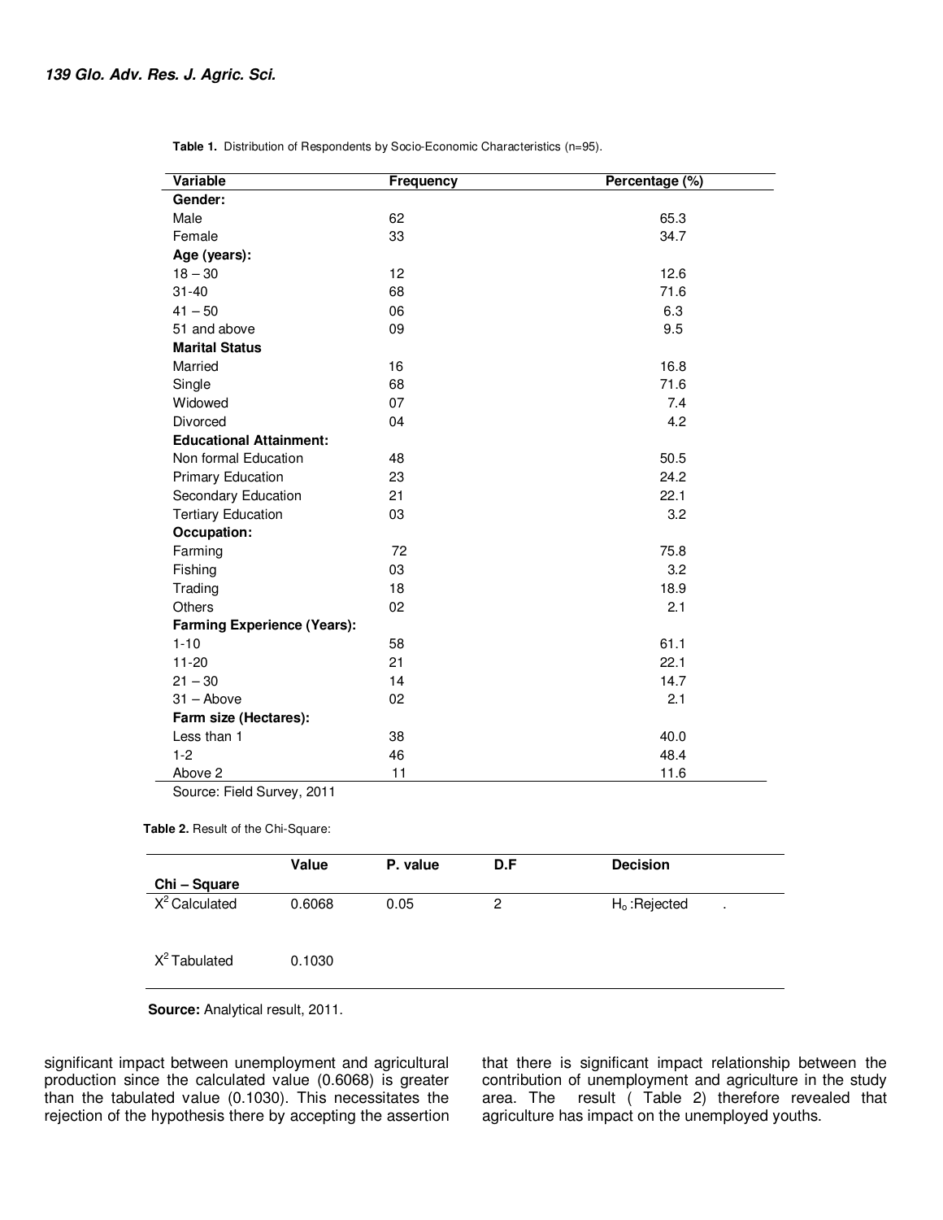**Table 1.** Distribution of Respondents by Socio-Economic Characteristics (n=95).

| Variable | Frequency | Percentage (%) |
|---|---|---|
| **Gender:** | | |
| Male | 62 | 65.3 |
| Female | 33 | 34.7 |
| **Age (years):** | | |
| 18 – 30 | 12 | 12.6 |
| 31-40 | 68 | 71.6 |
| 41 – 50 | 06 | 6.3 |
| 51 and above | 09 | 9.5 |
| **Marital Status** | | |
| Married | 16 | 16.8 |
| Single | 68 | 71.6 |
| Widowed | 07 | 7.4 |
| Divorced | 04 | 4.2 |
| **Educational Attainment:** | | |
| Non formal Education | 48 | 50.5 |
| Primary Education | 23 | 24.2 |
| Secondary Education | 21 | 22.1 |
| Tertiary Education | 03 | 3.2 |
| **Occupation:** | | |
| Farming | 72 | 75.8 |
| Fishing | 03 | 3.2 |
| Trading | 18 | 18.9 |
| Others | 02 | 2.1 |
| **Farming Experience (Years):** | | |
| 1-10 | 58 | 61.1 |
| 11-20 | 21 | 22.1 |
| 21 – 30 | 14 | 14.7 |
| 31 – Above | 02 | 2.1 |
| **Farm size (Hectares):** | | |
| Less than 1 | 38 | 40.0 |
| 1-2 | 46 | 48.4 |
| Above 2 | 11 | 11.6 |

Source: Field Survey, 2011

**Table 2.** Result of the Chi-Square:

| Chi – Square | Value | P. value | D.F | Decision |
|---|---|---|---|---|
| $X^2$ Calculated | 0.6068 | 0.05 | 2 | $H_o$ :Rejected |
| $X^2$ Tabulated | 0.1030 | | | |

**Source:** Analytical result, 2011.

significant impact between unemployment and agricultural production since the calculated value (0.6068) is greater than the tabulated value (0.1030). This necessitates the rejection of the hypothesis there by accepting the assertion that there is significant impact relationship between the contribution of unemployment and agriculture in the study area. The result ( Table 2) therefore revealed that agriculture has impact on the unemployed youths.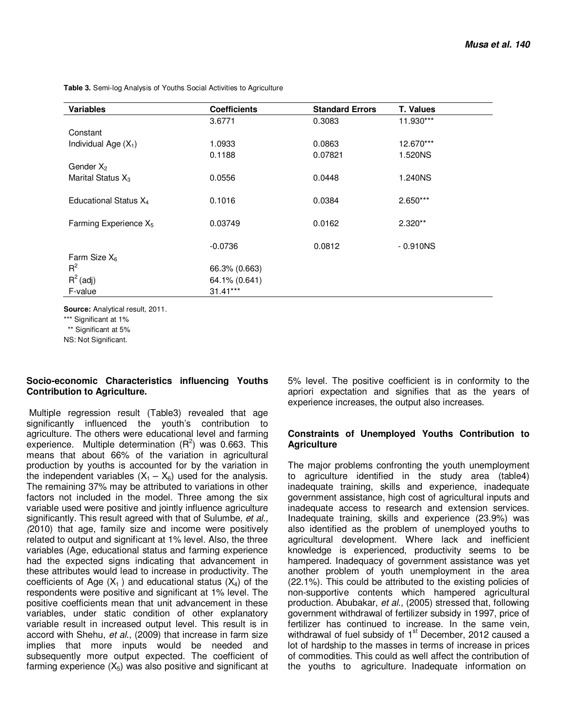**Table 3.** Semi-log Analysis of Youths Social Activities to Agriculture

| Variables | Coefficients | Standard Errors | T. Values |
|---|---|---|---|
| Constant | 3.6771 | 0.3083 | 11.930*** |
| Individual Age ($X_1$) | 1.0933 | 0.0863 | 12.670*** |
| Gender $X_2$ | 0.1188 | 0.07821 | 1.520NS |
| Marital Status $X_3$ | 0.0556 | 0.0448 | 1.240NS |
| Educational Status $X_4$ | 0.1016 | 0.0384 | 2.650*** |
| Farming Experience $X_5$ | 0.03749 | 0.0162 | 2.320** |
| Farm Size $X_6$ | -0.0736 | 0.0812 | - 0.910NS |
| $R^2$ | 66.3% (0.663) | | |
| $R^2$ (adj) | 64.1% (0.641) | | |
| F-value | 31.41*** | | |

**Source:** Analytical result, 2011.

*** Significant at 1%

** Significant at 5%

NS: Not Significant.

### Socio-economic Characteristics influencing Youths Contribution to Agriculture.

Multiple regression result (Table3) revealed that age significantly influenced the youth's contribution to agriculture. The others were educational level and farming experience. Multiple determination ($R^2$) was 0.663. This means that about 66% of the variation in agricultural production by youths is accounted for by the variation in the independent variables ($X_1 – X_6$) used for the analysis. The remaining 37% may be attributed to variations in other factors not included in the model. Three among the six variable used were positive and jointly influence agriculture significantly. This result agreed with that of Sulumbe, *et al.,* (2010) that age, family size and income were positively related to output and significant at 1% level. Also, the three variables (Age, educational status and farming experience had the expected signs indicating that advancement in these attributes would lead to increase in productivity. The coefficients of Age ($X_1$ ) and educational status ($X_4$) of the respondents were positive and significant at 1% level. The positive coefficients mean that unit advancement in these variables, under static condition of other explanatory variable result in increased output level. This result is in accord with Shehu, *et al.,* (2009) that increase in farm size implies that more inputs would be needed and subsequently more output expected. The coefficient of farming experience ($X_5$) was also positive and significant at 5% level. The positive coefficient is in conformity to the apriori expectation and signifies that as the years of experience increases, the output also increases.

### Constraints of Unemployed Youths Contribution to Agriculture

The major problems confronting the youth unemployment to agriculture identified in the study area (table4) inadequate training, skills and experience, inadequate government assistance, high cost of agricultural inputs and inadequate access to research and extension services. Inadequate training, skills and experience (23.9%) was also identified as the problem of unemployed youths to agricultural development. Where lack and inefficient knowledge is experienced, productivity seems to be hampered. Inadequacy of government assistance was yet another problem of youth unemployment in the area (22.1%). This could be attributed to the existing policies of non-supportive contents which hampered agricultural production. Abubakar, *et al.,* (2005) stressed that, following government withdrawal of fertilizer subsidy in 1997, price of fertilizer has continued to increase. In the same vein, withdrawal of fuel subsidy of 1st December, 2012 caused a lot of hardship to the masses in terms of increase in prices of commodities. This could as well affect the contribution of the youths to agriculture. Inadequate information on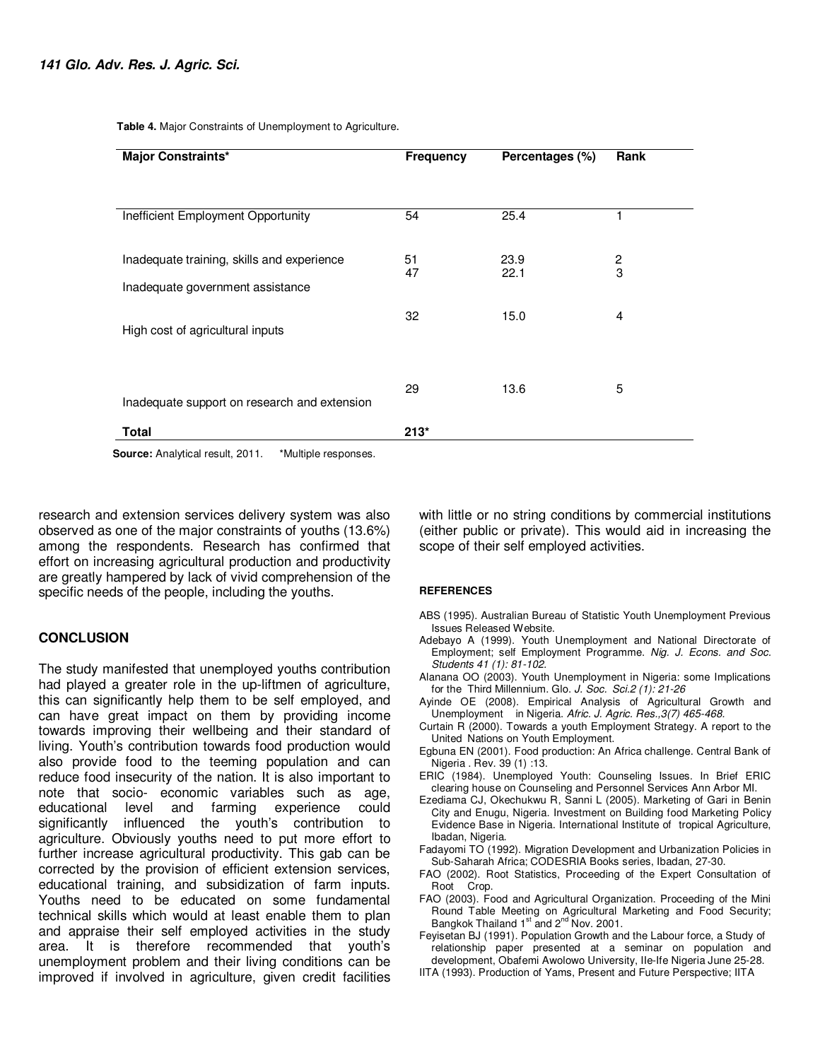**Table 4.** Major Constraints of Unemployment to Agriculture.

| Major Constraints* | Frequency | Percentages (%) | Rank |
|---|---|---|---|
| Inefficient Employment Opportunity | 54 | 25.4 | 1 |
| Inadequate training, skills and experience | 51 | 23.9 | 2 |
| Inadequate government assistance | 47 | 22.1 | 3 |
| High cost of agricultural inputs | 32 | 15.0 | 4 |
| Inadequate support on research and extension | 29 | 13.6 | 5 |
| **Total** | **213*** | | |

**Source:** Analytical result, 2011. *Multiple responses.

research and extension services delivery system was also observed as one of the major constraints of youths (13.6%) among the respondents. Research has confirmed that effort on increasing agricultural production and productivity are greatly hampered by lack of vivid comprehension of the specific needs of the people, including the youths.

## CONCLUSION

The study manifested that unemployed youths contribution had played a greater role in the up-liftmen of agriculture, this can significantly help them to be self employed, and can have great impact on them by providing income towards improving their wellbeing and their standard of living. Youth's contribution towards food production would also provide food to the teeming population and can reduce food insecurity of the nation. It is also important to note that socio- economic variables such as age, educational level and farming experience could significantly influenced the youth's contribution to agriculture. Obviously youths need to put more effort to further increase agricultural productivity. This gab can be corrected by the provision of efficient extension services, educational training, and subsidization of farm inputs. Youths need to be educated on some fundamental technical skills which would at least enable them to plan and appraise their self employed activities in the study area. It is therefore recommended that youth's unemployment problem and their living conditions can be improved if involved in agriculture, given credit facilities with little or no string conditions by commercial institutions (either public or private). This would aid in increasing the scope of their self employed activities.

## REFERENCES

ABS (1995). Australian Bureau of Statistic Youth Unemployment Previous Issues Released Website.

Adebayo A (1999). Youth Unemployment and National Directorate of Employment; self Employment Programme. *Nig. J. Econs. and Soc. Students 41 (1): 81-102.*

Alanana OO (2003). Youth Unemployment in Nigeria: some Implications for the Third Millennium. Glo. *J. Soc. Sci.2 (1): 21-26*

Ayinde OE (2008). Empirical Analysis of Agricultural Growth and Unemployment in Nigeria. *Afric. J. Agric. Res.,3(7) 465-468.*

Curtain R (2000). Towards a youth Employment Strategy. A report to the United Nations on Youth Employment.

Egbuna EN (2001). Food production: An Africa challenge. Central Bank of Nigeria . Rev. 39 (1) :13.

ERIC (1984). Unemployed Youth: Counseling Issues. In Brief ERIC clearing house on Counseling and Personnel Services Ann Arbor MI.

Ezediama CJ, Okechukwu R, Sanni L (2005). Marketing of Gari in Benin City and Enugu, Nigeria. Investment on Building food Marketing Policy Evidence Base in Nigeria. International Institute of tropical Agriculture, Ibadan, Nigeria.

Fadayomi TO (1992). Migration Development and Urbanization Policies in Sub-Saharah Africa; CODESRIA Books series, Ibadan, 27-30.

FAO (2002). Root Statistics, Proceeding of the Expert Consultation of Root Crop.

FAO (2003). Food and Agricultural Organization. Proceeding of the Mini Round Table Meeting on Agricultural Marketing and Food Security; Bangkok Thailand 1st and 2nd Nov. 2001.

Feyisetan BJ (1991). Population Growth and the Labour force, a Study of relationship paper presented at a seminar on population and development, Obafemi Awolowo University, Ile-Ife Nigeria June 25-28.

IITA (1993). Production of Yams, Present and Future Perspective; IITA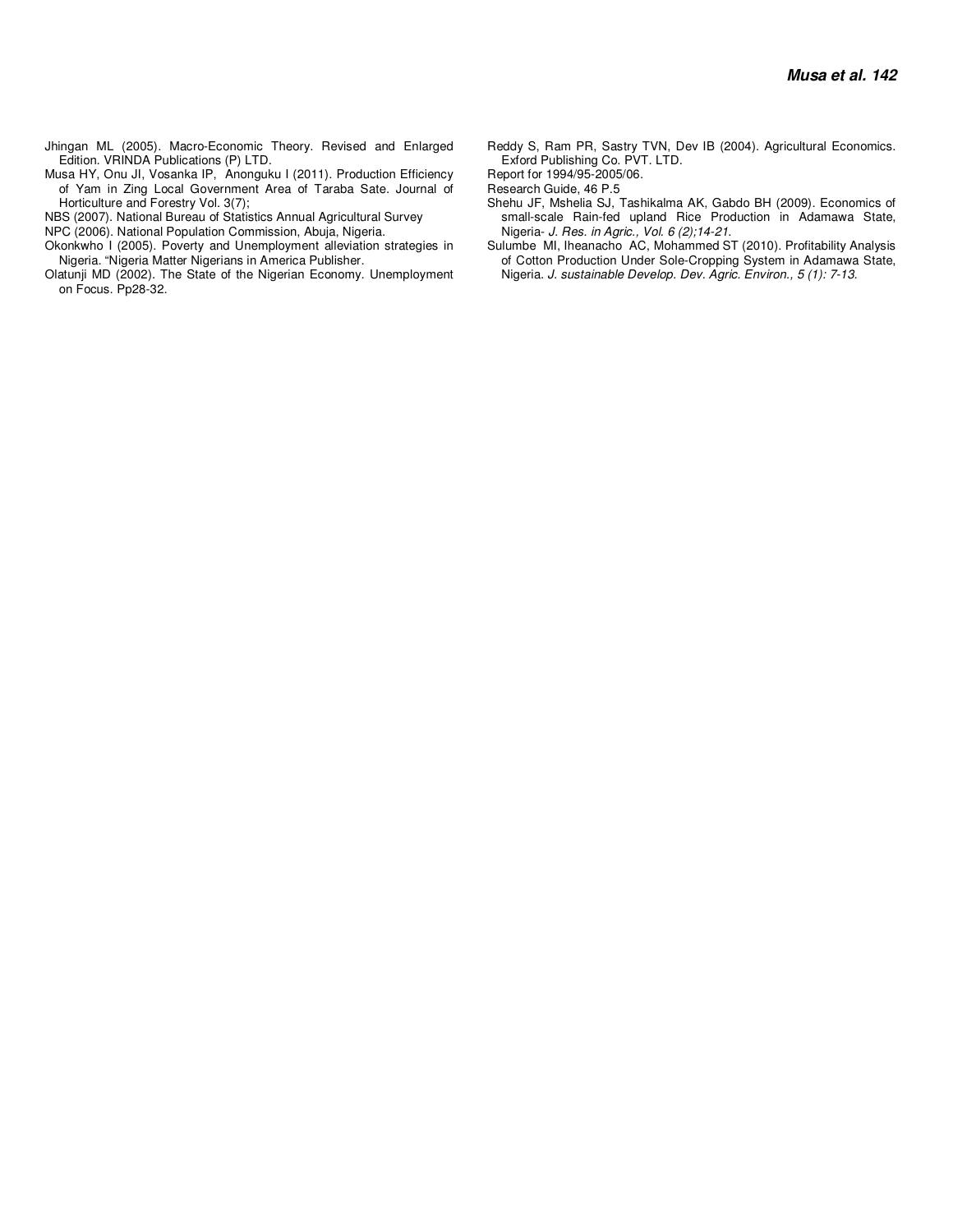Jhingan ML (2005). Macro-Economic Theory. Revised and Enlarged Edition. VRINDA Publications (P) LTD.

Musa HY, Onu JI, Vosanka IP, Anonguku I (2011). Production Efficiency of Yam in Zing Local Government Area of Taraba Sate. Journal of Horticulture and Forestry Vol. 3(7);

NBS (2007). National Bureau of Statistics Annual Agricultural Survey

NPC (2006). National Population Commission, Abuja, Nigeria.

Okonkwho I (2005). Poverty and Unemployment alleviation strategies in Nigeria. "Nigeria Matter Nigerians in America Publisher.

Olatunji MD (2002). The State of the Nigerian Economy. Unemployment on Focus. Pp28-32.

Reddy S, Ram PR, Sastry TVN, Dev IB (2004). Agricultural Economics. Exford Publishing Co. PVT. LTD.

Report for 1994/95-2005/06.

Research Guide, 46 P.5

Shehu JF, Mshelia SJ, Tashikalma AK, Gabdo BH (2009). Economics of small-scale Rain-fed upland Rice Production in Adamawa State, Nigeria- *J. Res. in Agric., Vol. 6 (2);14-21.*

Sulumbe MI, Iheanacho AC, Mohammed ST (2010). Profitability Analysis of Cotton Production Under Sole-Cropping System in Adamawa State, Nigeria. *J. sustainable Develop. Dev. Agric. Environ., 5 (1): 7-13.*